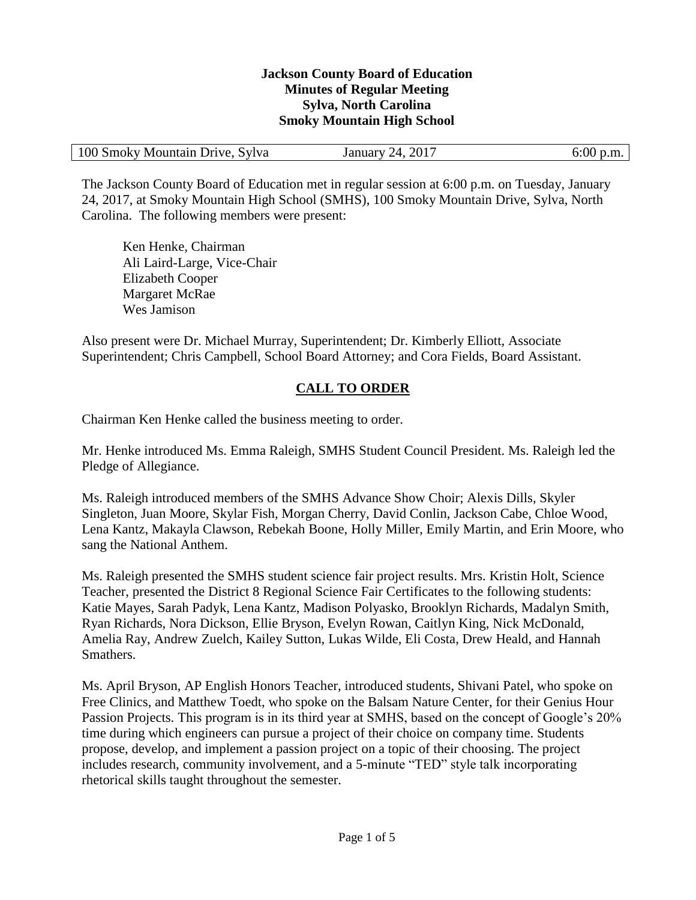**Jackson County Board of Education**
**Minutes of Regular Meeting**
**Sylva, North Carolina**
**Smoky Mountain High School**

| 100 Smoky Mountain Drive, Sylva | January 24, 2017 | 6:00 p.m. |
| --- | --- | --- |

The Jackson County Board of Education met in regular session at 6:00 p.m. on Tuesday, January 24, 2017, at Smoky Mountain High School (SMHS), 100 Smoky Mountain Drive, Sylva, North Carolina. The following members were present:

Ken Henke, Chairman
Ali Laird-Large, Vice-Chair
Elizabeth Cooper
Margaret McRae
Wes Jamison

Also present were Dr. Michael Murray, Superintendent; Dr. Kimberly Elliott, Associate Superintendent; Chris Campbell, School Board Attorney; and Cora Fields, Board Assistant.

## CALL TO ORDER

Chairman Ken Henke called the business meeting to order.

Mr. Henke introduced Ms. Emma Raleigh, SMHS Student Council President. Ms. Raleigh led the Pledge of Allegiance.

Ms. Raleigh introduced members of the SMHS Advance Show Choir; Alexis Dills, Skyler Singleton, Juan Moore, Skylar Fish, Morgan Cherry, David Conlin, Jackson Cabe, Chloe Wood, Lena Kantz, Makayla Clawson, Rebekah Boone, Holly Miller, Emily Martin, and Erin Moore, who sang the National Anthem.

Ms. Raleigh presented the SMHS student science fair project results. Mrs. Kristin Holt, Science Teacher, presented the District 8 Regional Science Fair Certificates to the following students: Katie Mayes, Sarah Padyk, Lena Kantz, Madison Polyasko, Brooklyn Richards, Madalyn Smith, Ryan Richards, Nora Dickson, Ellie Bryson, Evelyn Rowan, Caitlyn King, Nick McDonald, Amelia Ray, Andrew Zuelch, Kailey Sutton, Lukas Wilde, Eli Costa, Drew Heald, and Hannah Smathers.

Ms. April Bryson, AP English Honors Teacher, introduced students, Shivani Patel, who spoke on Free Clinics, and Matthew Toedt, who spoke on the Balsam Nature Center, for their Genius Hour Passion Projects. This program is in its third year at SMHS, based on the concept of Google's 20% time during which engineers can pursue a project of their choice on company time. Students propose, develop, and implement a passion project on a topic of their choosing. The project includes research, community involvement, and a 5-minute "TED" style talk incorporating rhetorical skills taught throughout the semester.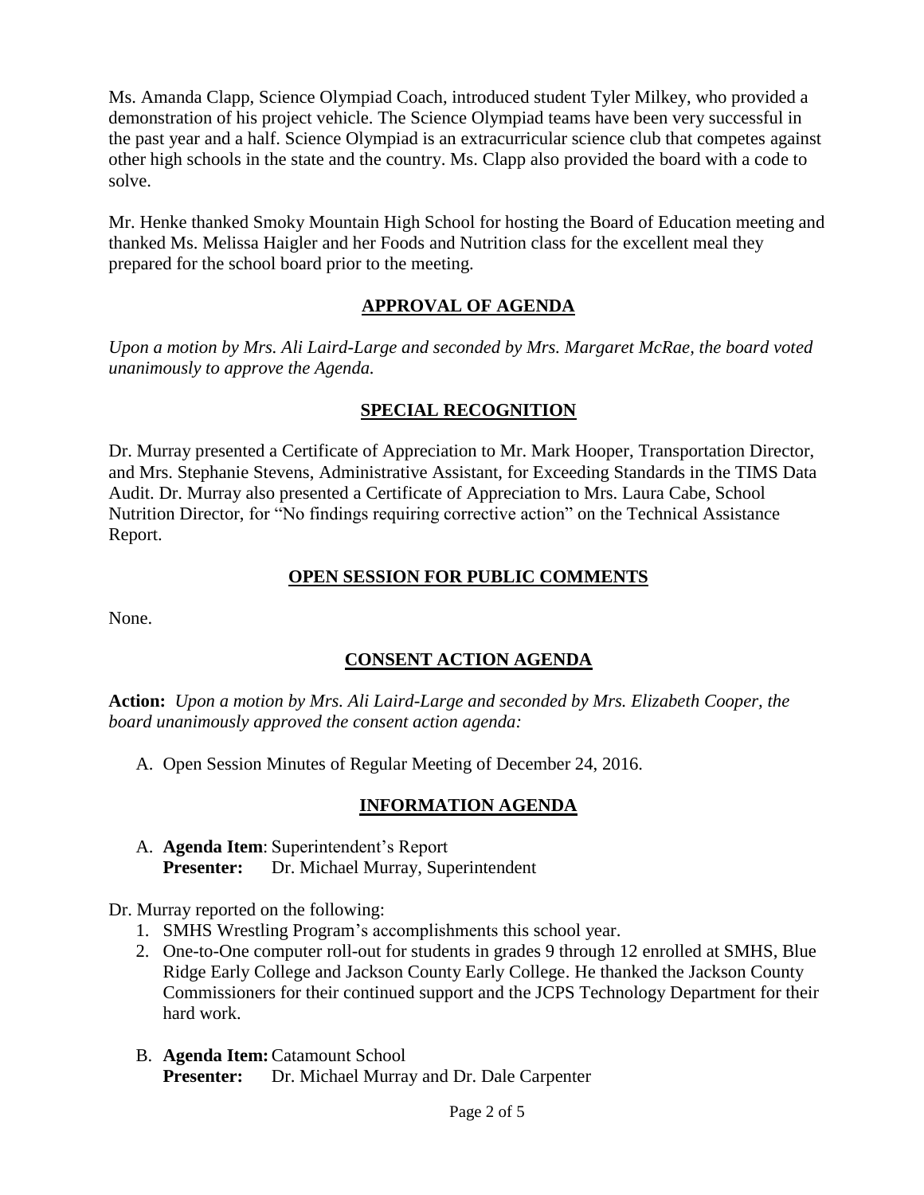Ms. Amanda Clapp, Science Olympiad Coach, introduced student Tyler Milkey, who provided a demonstration of his project vehicle. The Science Olympiad teams have been very successful in the past year and a half. Science Olympiad is an extracurricular science club that competes against other high schools in the state and the country. Ms. Clapp also provided the board with a code to solve.

Mr. Henke thanked Smoky Mountain High School for hosting the Board of Education meeting and thanked Ms. Melissa Haigler and her Foods and Nutrition class for the excellent meal they prepared for the school board prior to the meeting.

## APPROVAL OF AGENDA

*Upon a motion by Mrs. Ali Laird-Large and seconded by Mrs. Margaret McRae, the board voted unanimously to approve the Agenda.*

## SPECIAL RECOGNITION

Dr. Murray presented a Certificate of Appreciation to Mr. Mark Hooper, Transportation Director, and Mrs. Stephanie Stevens, Administrative Assistant, for Exceeding Standards in the TIMS Data Audit. Dr. Murray also presented a Certificate of Appreciation to Mrs. Laura Cabe, School Nutrition Director, for "No findings requiring corrective action" on the Technical Assistance Report.

## OPEN SESSION FOR PUBLIC COMMENTS

None.

## CONSENT ACTION AGENDA

**Action:** *Upon a motion by Mrs. Ali Laird-Large and seconded by Mrs. Elizabeth Cooper, the board unanimously approved the consent action agenda:*

A. Open Session Minutes of Regular Meeting of December 24, 2016.

## INFORMATION AGENDA

A. **Agenda Item**: Superintendent's Report
   **Presenter:** Dr. Michael Murray, Superintendent

Dr. Murray reported on the following:

1. SMHS Wrestling Program's accomplishments this school year.
2. One-to-One computer roll-out for students in grades 9 through 12 enrolled at SMHS, Blue Ridge Early College and Jackson County Early College. He thanked the Jackson County Commissioners for their continued support and the JCPS Technology Department for their hard work.

B. **Agenda Item:** Catamount School
   **Presenter:** Dr. Michael Murray and Dr. Dale Carpenter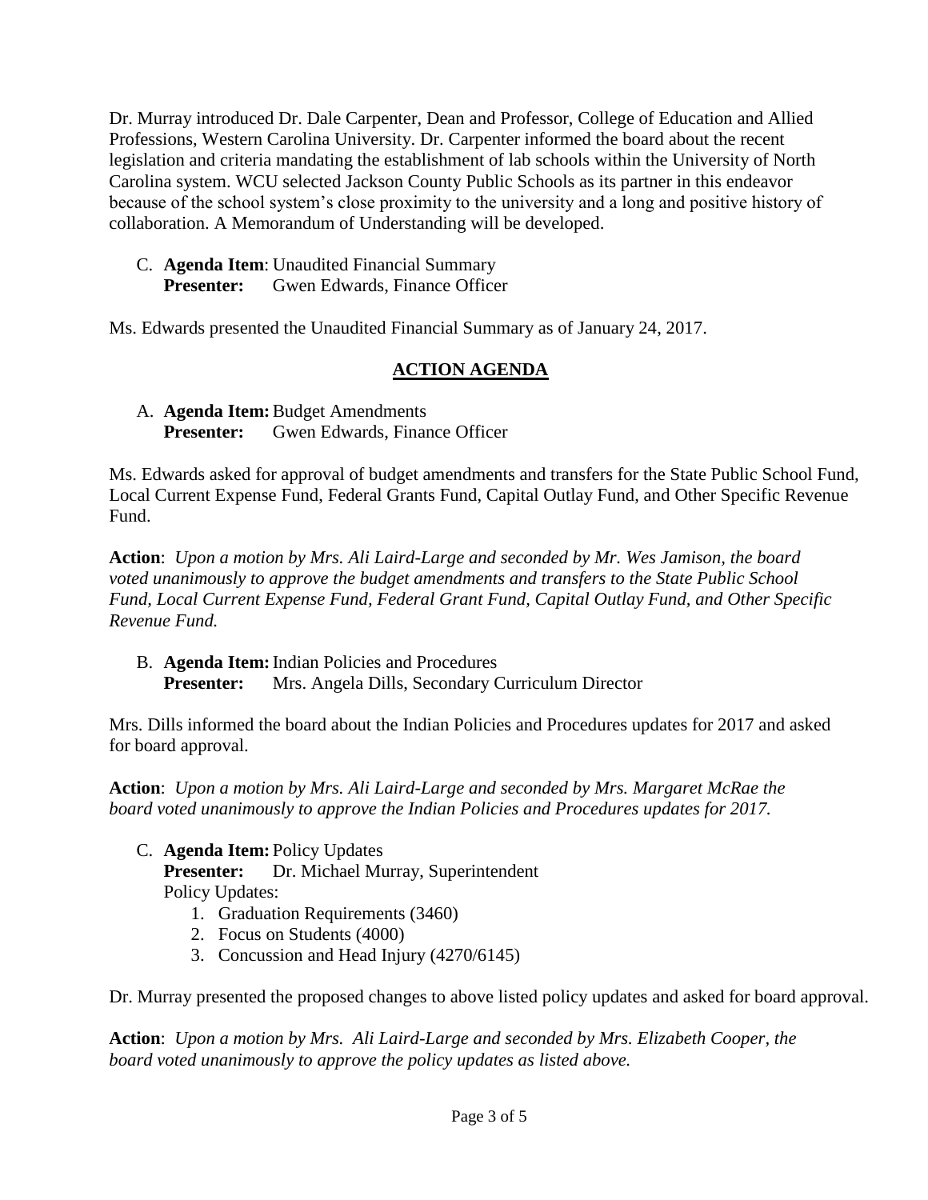Dr. Murray introduced Dr. Dale Carpenter, Dean and Professor, College of Education and Allied Professions, Western Carolina University. Dr. Carpenter informed the board about the recent legislation and criteria mandating the establishment of lab schools within the University of North Carolina system. WCU selected Jackson County Public Schools as its partner in this endeavor because of the school system's close proximity to the university and a long and positive history of collaboration. A Memorandum of Understanding will be developed.

C. **Agenda Item**: Unaudited Financial Summary
   **Presenter:** Gwen Edwards, Finance Officer

Ms. Edwards presented the Unaudited Financial Summary as of January 24, 2017.

## ACTION AGENDA

A. **Agenda Item:** Budget Amendments
   **Presenter:** Gwen Edwards, Finance Officer

Ms. Edwards asked for approval of budget amendments and transfers for the State Public School Fund, Local Current Expense Fund, Federal Grants Fund, Capital Outlay Fund, and Other Specific Revenue Fund.

**Action**: *Upon a motion by Mrs. Ali Laird-Large and seconded by Mr. Wes Jamison, the board voted unanimously to approve the budget amendments and transfers to the State Public School Fund, Local Current Expense Fund, Federal Grant Fund, Capital Outlay Fund, and Other Specific Revenue Fund.*

B. **Agenda Item:** Indian Policies and Procedures
   **Presenter:** Mrs. Angela Dills, Secondary Curriculum Director

Mrs. Dills informed the board about the Indian Policies and Procedures updates for 2017 and asked for board approval.

**Action**: *Upon a motion by Mrs. Ali Laird-Large and seconded by Mrs. Margaret McRae the board voted unanimously to approve the Indian Policies and Procedures updates for 2017.*

C. **Agenda Item:** Policy Updates
   **Presenter:** Dr. Michael Murray, Superintendent
   Policy Updates:
   1. Graduation Requirements (3460)
   2. Focus on Students (4000)
   3. Concussion and Head Injury (4270/6145)

Dr. Murray presented the proposed changes to above listed policy updates and asked for board approval.

**Action**: *Upon a motion by Mrs. Ali Laird-Large and seconded by Mrs. Elizabeth Cooper, the board voted unanimously to approve the policy updates as listed above.*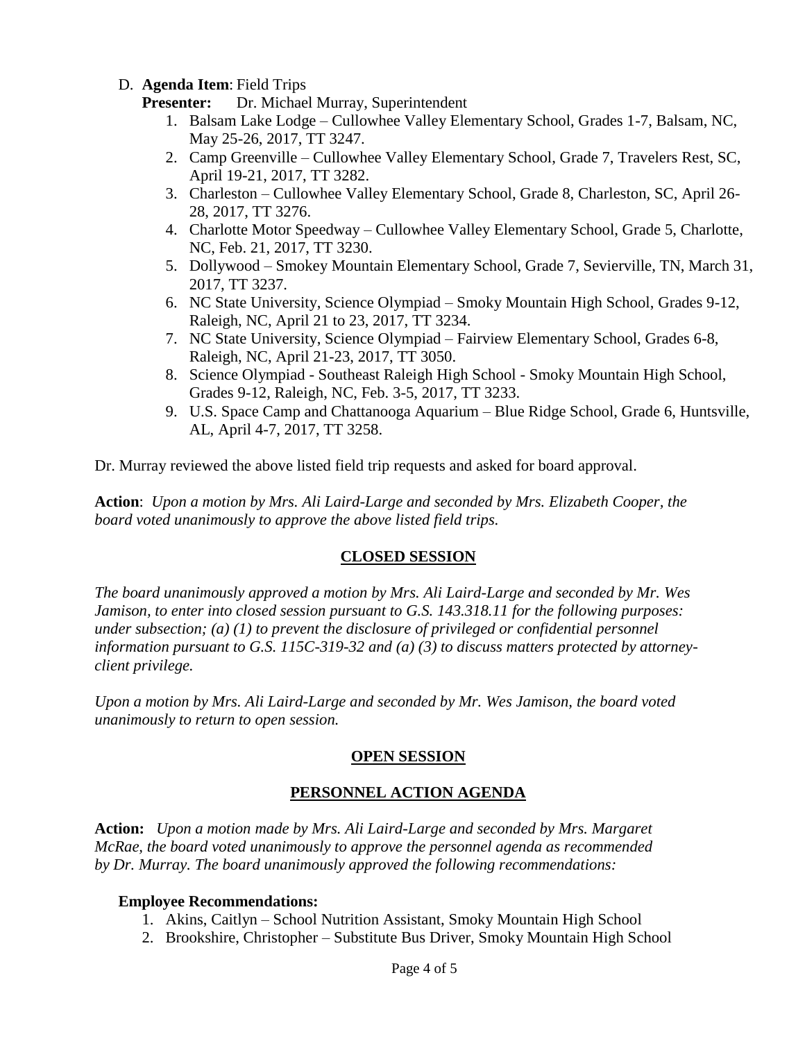D. **Agenda Item**: Field Trips

**Presenter:** Dr. Michael Murray, Superintendent

1. Balsam Lake Lodge – Cullowhee Valley Elementary School, Grades 1-7, Balsam, NC, May 25-26, 2017, TT 3247.
2. Camp Greenville – Cullowhee Valley Elementary School, Grade 7, Travelers Rest, SC, April 19-21, 2017, TT 3282.
3. Charleston – Cullowhee Valley Elementary School, Grade 8, Charleston, SC, April 26-28, 2017, TT 3276.
4. Charlotte Motor Speedway – Cullowhee Valley Elementary School, Grade 5, Charlotte, NC, Feb. 21, 2017, TT 3230.
5. Dollywood – Smokey Mountain Elementary School, Grade 7, Sevierville, TN, March 31, 2017, TT 3237.
6. NC State University, Science Olympiad – Smoky Mountain High School, Grades 9-12, Raleigh, NC, April 21 to 23, 2017, TT 3234.
7. NC State University, Science Olympiad – Fairview Elementary School, Grades 6-8, Raleigh, NC, April 21-23, 2017, TT 3050.
8. Science Olympiad - Southeast Raleigh High School - Smoky Mountain High School, Grades 9-12, Raleigh, NC, Feb. 3-5, 2017, TT 3233.
9. U.S. Space Camp and Chattanooga Aquarium – Blue Ridge School, Grade 6, Huntsville, AL, April 4-7, 2017, TT 3258.

Dr. Murray reviewed the above listed field trip requests and asked for board approval.

**Action**: *Upon a motion by Mrs. Ali Laird-Large and seconded by Mrs. Elizabeth Cooper, the board voted unanimously to approve the above listed field trips.*

## CLOSED SESSION

*The board unanimously approved a motion by Mrs. Ali Laird-Large and seconded by Mr. Wes Jamison, to enter into closed session pursuant to G.S. 143.318.11 for the following purposes: under subsection; (a) (1) to prevent the disclosure of privileged or confidential personnel information pursuant to G.S. 115C-319-32 and (a) (3) to discuss matters protected by attorney-client privilege.*

*Upon a motion by Mrs. Ali Laird-Large and seconded by Mr. Wes Jamison, the board voted unanimously to return to open session.*

## OPEN SESSION

## PERSONNEL ACTION AGENDA

**Action:** *Upon a motion made by Mrs. Ali Laird-Large and seconded by Mrs. Margaret McRae, the board voted unanimously to approve the personnel agenda as recommended by Dr. Murray. The board unanimously approved the following recommendations:*

**Employee Recommendations:**

1. Akins, Caitlyn – School Nutrition Assistant, Smoky Mountain High School
2. Brookshire, Christopher – Substitute Bus Driver, Smoky Mountain High School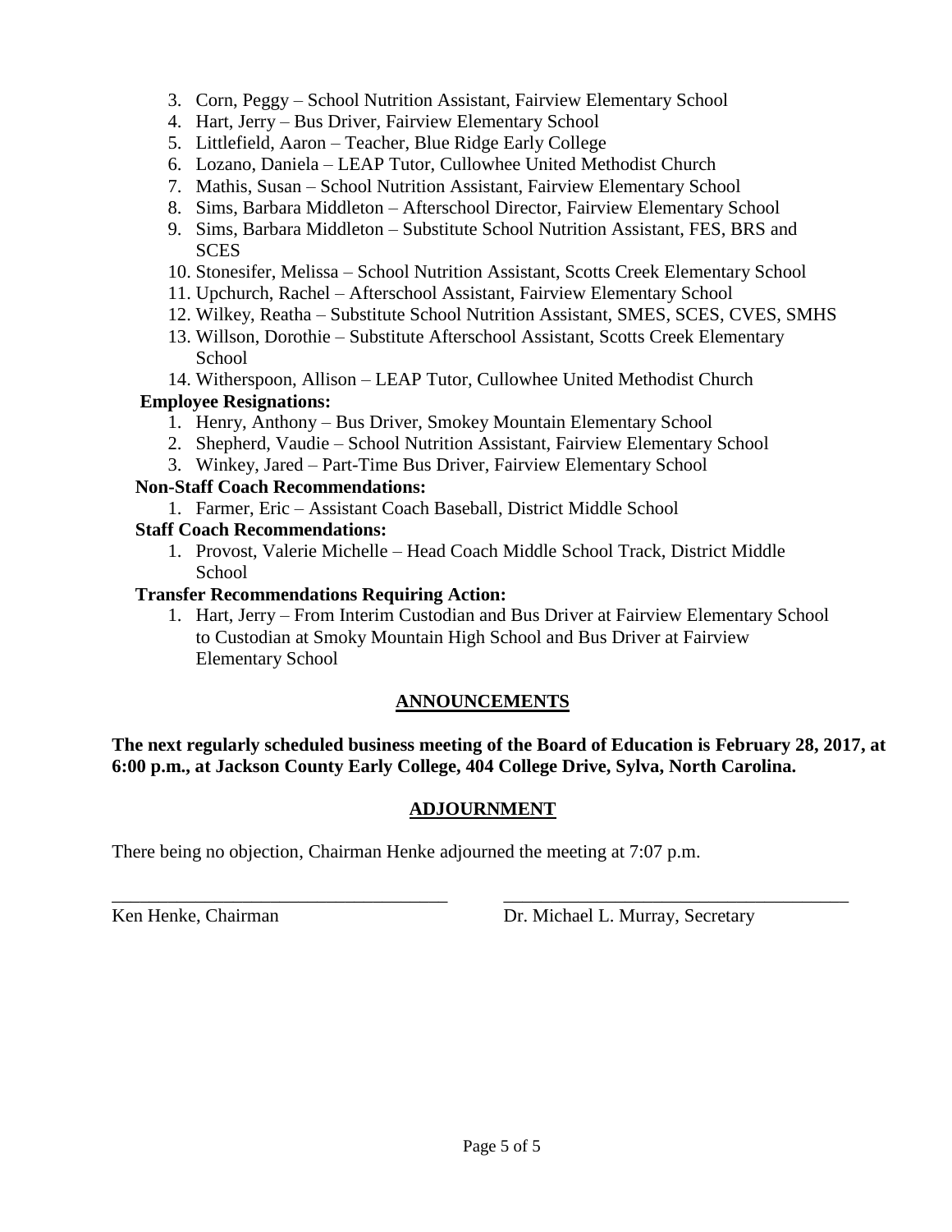3. Corn, Peggy – School Nutrition Assistant, Fairview Elementary School
4. Hart, Jerry – Bus Driver, Fairview Elementary School
5. Littlefield, Aaron – Teacher, Blue Ridge Early College
6. Lozano, Daniela – LEAP Tutor, Cullowhee United Methodist Church
7. Mathis, Susan – School Nutrition Assistant, Fairview Elementary School
8. Sims, Barbara Middleton – Afterschool Director, Fairview Elementary School
9. Sims, Barbara Middleton – Substitute School Nutrition Assistant, FES, BRS and SCES
10. Stonesifer, Melissa – School Nutrition Assistant, Scotts Creek Elementary School
11. Upchurch, Rachel – Afterschool Assistant, Fairview Elementary School
12. Wilkey, Reatha – Substitute School Nutrition Assistant, SMES, SCES, CVES, SMHS
13. Willson, Dorothie – Substitute Afterschool Assistant, Scotts Creek Elementary School
14. Witherspoon, Allison – LEAP Tutor, Cullowhee United Methodist Church

**Employee Resignations:**

1. Henry, Anthony – Bus Driver, Smokey Mountain Elementary School
2. Shepherd, Vaudie – School Nutrition Assistant, Fairview Elementary School
3. Winkey, Jared – Part-Time Bus Driver, Fairview Elementary School

**Non-Staff Coach Recommendations:**

1. Farmer, Eric – Assistant Coach Baseball, District Middle School

**Staff Coach Recommendations:**

1. Provost, Valerie Michelle – Head Coach Middle School Track, District Middle School

**Transfer Recommendations Requiring Action:**

1. Hart, Jerry – From Interim Custodian and Bus Driver at Fairview Elementary School to Custodian at Smoky Mountain High School and Bus Driver at Fairview Elementary School

## ANNOUNCEMENTS

**The next regularly scheduled business meeting of the Board of Education is February 28, 2017, at 6:00 p.m., at Jackson County Early College, 404 College Drive, Sylva, North Carolina.**

## ADJOURNMENT

There being no objection, Chairman Henke adjourned the meeting at 7:07 p.m.

\_\_\_\_\_\_\_\_\_\_\_\_\_\_\_\_\_\_\_\_\_\_\_\_\_\_\_\_\_\_\_\_\_\_\_\_
Ken Henke, Chairman

\_\_\_\_\_\_\_\_\_\_\_\_\_\_\_\_\_\_\_\_\_\_\_\_\_\_\_\_\_\_\_\_\_\_\_\_
Dr. Michael L. Murray, Secretary